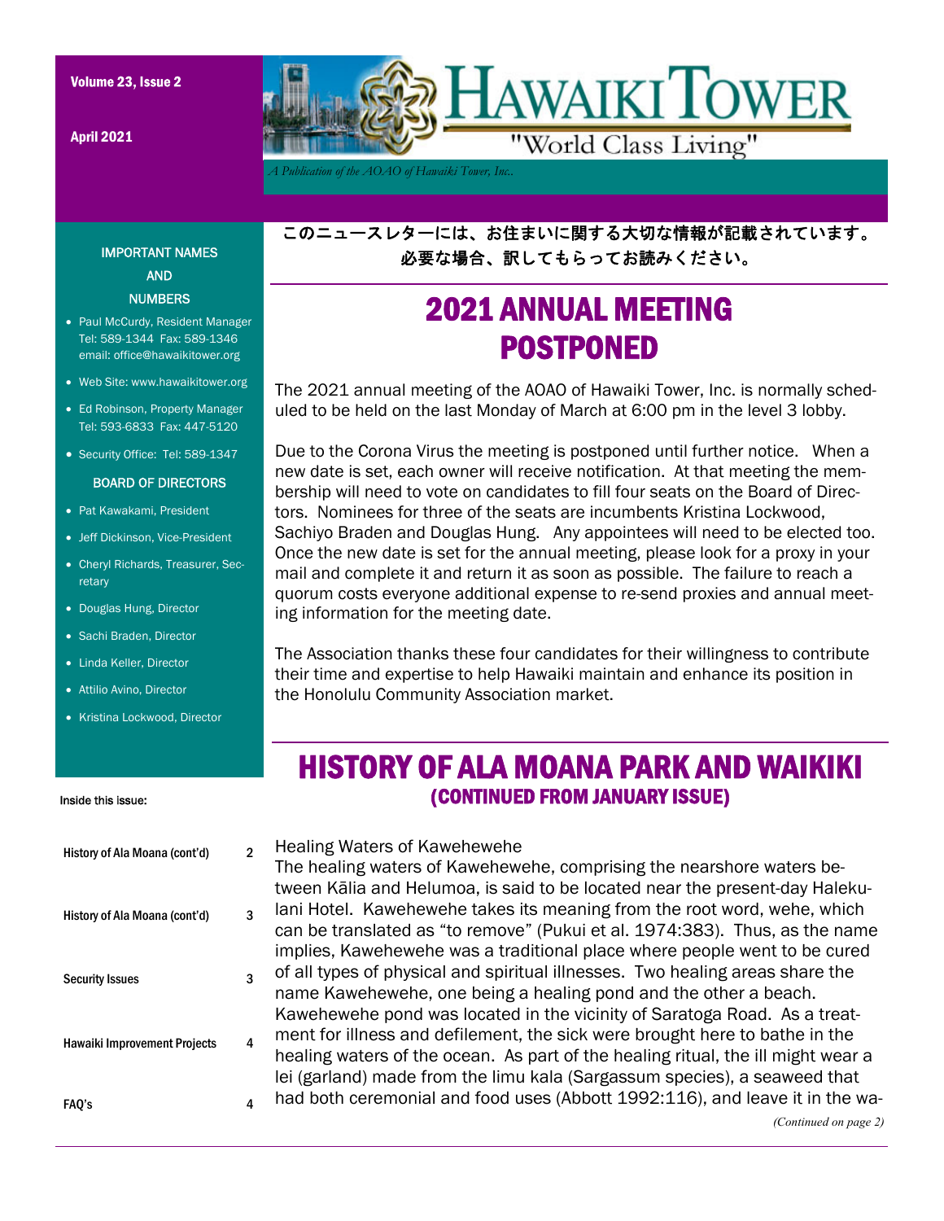# HAWAIKI TOWER

"World Class Living"

*A Publication of the AOAO of Hawaiki Tower, Inc.*

このニュースレターには、お住まいに関する大切な情報が記載されています。
必要な場合、訳してもらってお読みください。

IMPORTANT NAMES AND NUMBERS

- Paul McCurdy, Resident Manager Tel: 589-1344 Fax: 589-1346 email: office@hawaikitower.org
- Web Site: www.hawaikitower.org
- Ed Robinson, Property Manager Tel: 593-6833 Fax: 447-5120
- Security Office: Tel: 589-1347

BOARD OF DIRECTORS

- Pat Kawakami, President
- Jeff Dickinson, Vice-President
- Cheryl Richards, Treasurer, Secretary
- Douglas Hung, Director
- Sachi Braden, Director
- Linda Keller, Director
- Attilio Avino, Director
- Kristina Lockwood, Director

Inside this issue:

| | |
|---|---|
| History of Ala Moana (cont'd) | 2 |
| History of Ala Moana (cont'd) | 3 |
| Security Issues | 3 |
| Hawaiki Improvement Projects | 4 |
| FAQ's | 4 |

## 2021 ANNUAL MEETING POSTPONED

The 2021 annual meeting of the AOAO of Hawaiki Tower, Inc. is normally scheduled to be held on the last Monday of March at 6:00 pm in the level 3 lobby.

Due to the Corona Virus the meeting is postponed until further notice. When a new date is set, each owner will receive notification. At that meeting the membership will need to vote on candidates to fill four seats on the Board of Directors. Nominees for three of the seats are incumbents Kristina Lockwood, Sachiyo Braden and Douglas Hung. Any appointees will need to be elected too. Once the new date is set for the annual meeting, please look for a proxy in your mail and complete it and return it as soon as possible. The failure to reach a quorum costs everyone additional expense to re-send proxies and annual meeting information for the meeting date.

The Association thanks these four candidates for their willingness to contribute their time and expertise to help Hawaiki maintain and enhance its position in the Honolulu Community Association market.

## HISTORY OF ALA MOANA PARK AND WAIKIKI
### (CONTINUED FROM JANUARY ISSUE)

Healing Waters of Kawehewehe

The healing waters of Kawehewehe, comprising the nearshore waters between Kālia and Helumoa, is said to be located near the present-day Halekulani Hotel. Kawehewehe takes its meaning from the root word, wehe, which can be translated as "to remove" (Pukui et al. 1974:383). Thus, as the name implies, Kawehewehe was a traditional place where people went to be cured of all types of physical and spiritual illnesses. Two healing areas share the name Kawehewehe, one being a healing pond and the other a beach. Kawehewehe pond was located in the vicinity of Saratoga Road. As a treatment for illness and defilement, the sick were brought here to bathe in the healing waters of the ocean. As part of the healing ritual, the ill might wear a lei (garland) made from the limu kala (Sargassum species), a seaweed that had both ceremonial and food uses (Abbott 1992:116), and leave it in the wa-

*(Continued on page 2)*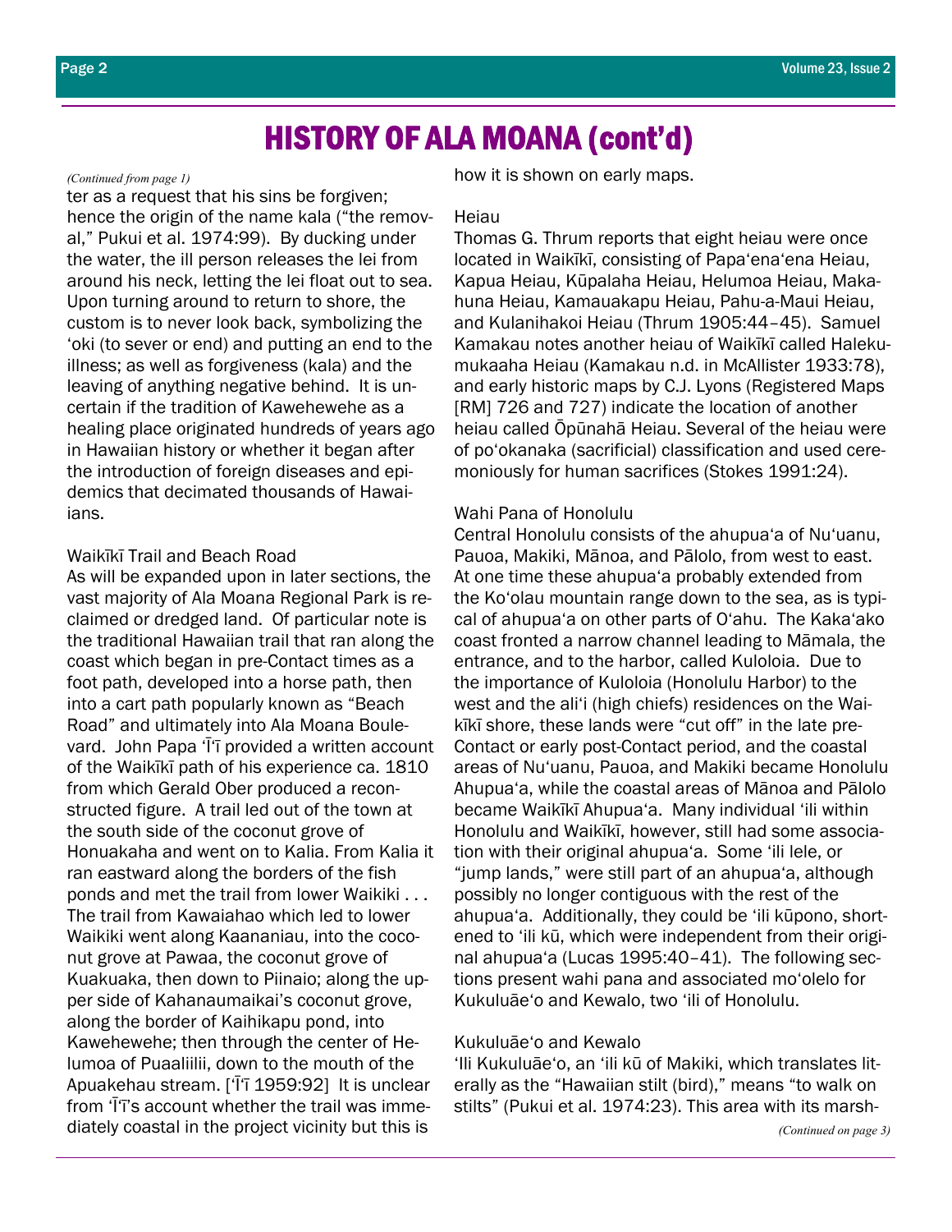# HISTORY OF ALA MOANA (cont'd)

*(Continued from page 1)*

ter as a request that his sins be forgiven; hence the origin of the name kala ("the removal," Pukui et al. 1974:99). By ducking under the water, the ill person releases the lei from around his neck, letting the lei float out to sea. Upon turning around to return to shore, the custom is to never look back, symbolizing the ʻoki (to sever or end) and putting an end to the illness; as well as forgiveness (kala) and the leaving of anything negative behind. It is uncertain if the tradition of Kawehewehe as a healing place originated hundreds of years ago in Hawaiian history or whether it began after the introduction of foreign diseases and epidemics that decimated thousands of Hawaiians.

### Waikīkī Trail and Beach Road

As will be expanded upon in later sections, the vast majority of Ala Moana Regional Park is reclaimed or dredged land. Of particular note is the traditional Hawaiian trail that ran along the coast which began in pre-Contact times as a foot path, developed into a horse path, then into a cart path popularly known as "Beach Road" and ultimately into Ala Moana Boulevard. John Papa ʻĪʻī provided a written account of the Waikīkī path of his experience ca. 1810 from which Gerald Ober produced a reconstructed figure. A trail led out of the town at the south side of the coconut grove of Honuakaha and went on to Kalia. From Kalia it ran eastward along the borders of the fish ponds and met the trail from lower Waikiki . . . The trail from Kawaiahao which led to lower Waikiki went along Kaananiau, into the coconut grove at Pawaa, the coconut grove of Kuakuaka, then down to Piinaio; along the upper side of Kahanaumaikai's coconut grove, along the border of Kaihikapu pond, into Kawehewehe; then through the center of Helumoa of Puaaliilii, down to the mouth of the Apuakehau stream. [ʻĪʻī 1959:92] It is unclear from ʻĪʻī's account whether the trail was immediately coastal in the project vicinity but this is how it is shown on early maps.

### Heiau

Thomas G. Thrum reports that eight heiau were once located in Waikīkī, consisting of Papaʻenaʻena Heiau, Kapua Heiau, Kūpalaha Heiau, Helumoa Heiau, Makahuna Heiau, Kamauakapu Heiau, Pahu-a-Maui Heiau, and Kulanihakoi Heiau (Thrum 1905:44–45). Samuel Kamakau notes another heiau of Waikīkī called Halekumukaaha Heiau (Kamakau n.d. in McAllister 1933:78), and early historic maps by C.J. Lyons (Registered Maps [RM] 726 and 727) indicate the location of another heiau called Ōpūnahā Heiau. Several of the heiau were of poʻokanaka (sacrificial) classification and used ceremoniously for human sacrifices (Stokes 1991:24).

### Wahi Pana of Honolulu

Central Honolulu consists of the ahupuaʻa of Nuʻuanu, Pauoa, Makiki, Mānoa, and Pālolo, from west to east. At one time these ahupuaʻa probably extended from the Koʻolau mountain range down to the sea, as is typical of ahupuaʻa on other parts of Oʻahu. The Kakaʻako coast fronted a narrow channel leading to Māmala, the entrance, and to the harbor, called Kuloloia. Due to the importance of Kuloloia (Honolulu Harbor) to the west and the aliʻi (high chiefs) residences on the Waikīkī shore, these lands were "cut off" in the late pre-Contact or early post-Contact period, and the coastal areas of Nuʻuanu, Pauoa, and Makiki became Honolulu Ahupuaʻa, while the coastal areas of Mānoa and Pālolo became Waikīkī Ahupuaʻa. Many individual ʻili within Honolulu and Waikīkī, however, still had some association with their original ahupuaʻa. Some ʻili lele, or "jump lands," were still part of an ahupuaʻa, although possibly no longer contiguous with the rest of the ahupuaʻa. Additionally, they could be ʻili kūpono, shortened to ʻili kū, which were independent from their original ahupuaʻa (Lucas 1995:40–41). The following sections present wahi pana and associated moʻolelo for Kukuluāeʻo and Kewalo, two ʻili of Honolulu.

### Kukuluāeʻo and Kewalo

ʻIli Kukuluāeʻo, an ʻili kū of Makiki, which translates literally as the "Hawaiian stilt (bird)," means "to walk on stilts" (Pukui et al. 1974:23). This area with its marsh-

*(Continued on page 3)*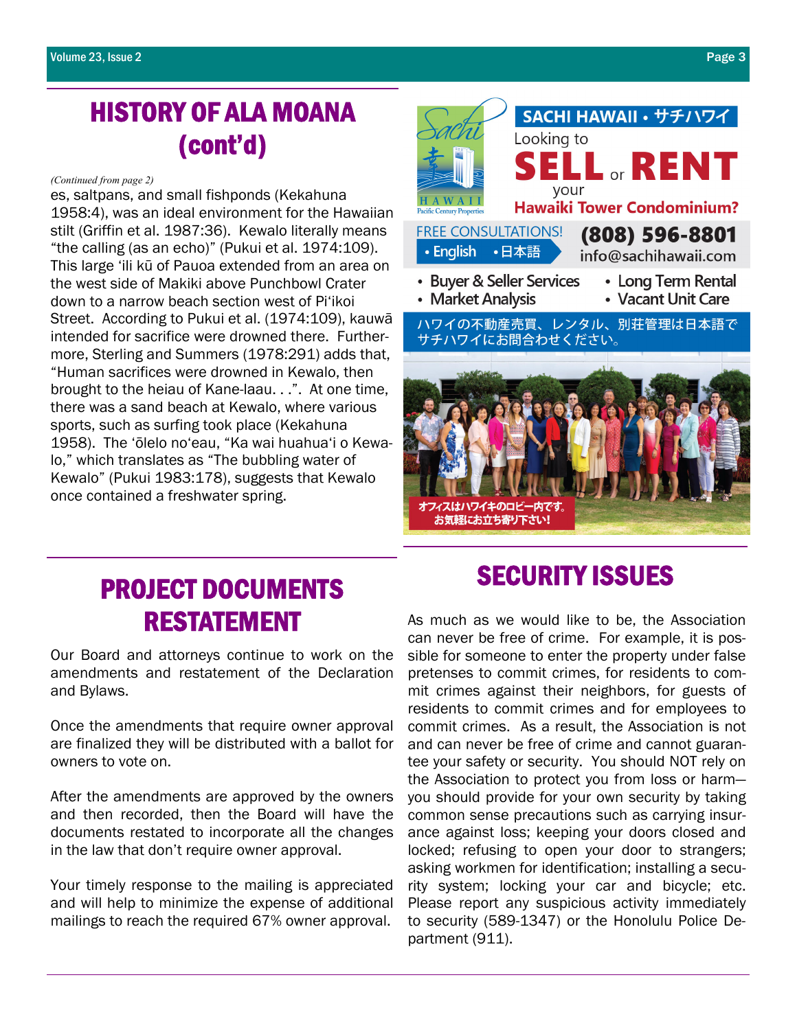## HISTORY OF ALA MOANA (cont'd)

*(Continued from page 2)*

es, saltpans, and small fishponds (Kekahuna 1958:4), was an ideal environment for the Hawaiian stilt (Griffin et al. 1987:36). Kewalo literally means "the calling (as an echo)" (Pukui et al. 1974:109). This large ʻili kū of Pauoa extended from an area on the west side of Makiki above Punchbowl Crater down to a narrow beach section west of Piʻikoi Street. According to Pukui et al. (1974:109), kauwā intended for sacrifice were drowned there. Furthermore, Sterling and Summers (1978:291) adds that, "Human sacrifices were drowned in Kewalo, then brought to the heiau of Kane-laau. . .". At one time, there was a sand beach at Kewalo, where various sports, such as surfing took place (Kekahuna 1958). The ʻōlelo noʻeau, "Ka wai huahuaʻi o Kewalo," which translates as "The bubbling water of Kewalo" (Pukui 1983:178), suggests that Kewalo once contained a freshwater spring.

SACHI HAWAII • サチハワイ

Looking to **SELL** or **RENT** your **Hawaiki Tower Condominium?**

FREE CONSULTATIONS! • English • 日本語

**(808) 596-8801**
info@sachihawaii.com

- Buyer & Seller Services
- Market Analysis
- Long Term Rental
- Vacant Unit Care

ハワイの不動産売買、レンタル、別荘管理は日本語でサチハワイにお問合わせください。

オフィスはハワイキのロビー内です。お気軽にお立ち寄り下さい!

## PROJECT DOCUMENTS RESTATEMENT

Our Board and attorneys continue to work on the amendments and restatement of the Declaration and Bylaws.

Once the amendments that require owner approval are finalized they will be distributed with a ballot for owners to vote on.

After the amendments are approved by the owners and then recorded, then the Board will have the documents restated to incorporate all the changes in the law that don't require owner approval.

Your timely response to the mailing is appreciated and will help to minimize the expense of additional mailings to reach the required 67% owner approval.

## SECURITY ISSUES

As much as we would like to be, the Association can never be free of crime. For example, it is possible for someone to enter the property under false pretenses to commit crimes, for residents to commit crimes against their neighbors, for guests of residents to commit crimes and for employees to commit crimes. As a result, the Association is not and can never be free of crime and cannot guarantee your safety or security. You should NOT rely on the Association to protect you from loss or harm—you should provide for your own security by taking common sense precautions such as carrying insurance against loss; keeping your doors closed and locked; refusing to open your door to strangers; asking workmen for identification; installing a security system; locking your car and bicycle; etc. Please report any suspicious activity immediately to security (589-1347) or the Honolulu Police Department (911).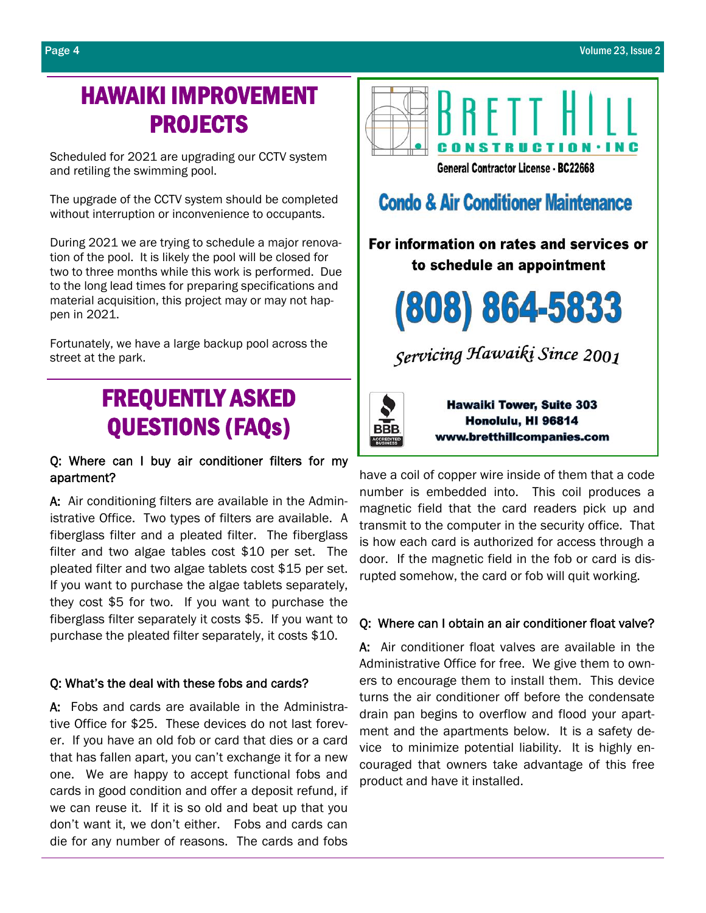# HAWAIKI IMPROVEMENT PROJECTS

Scheduled for 2021 are upgrading our CCTV system and retiling the swimming pool.

The upgrade of the CCTV system should be completed without interruption or inconvenience to occupants.

During 2021 we are trying to schedule a major renovation of the pool. It is likely the pool will be closed for two to three months while this work is performed. Due to the long lead times for preparing specifications and material acquisition, this project may or may not happen in 2021.

Fortunately, we have a large backup pool across the street at the park.

# FREQUENTLY ASKED QUESTIONS (FAQs)

Q: Where can I buy air conditioner filters for my apartment?

**A:** Air conditioning filters are available in the Administrative Office. Two types of filters are available. A fiberglass filter and a pleated filter. The fiberglass filter and two algae tables cost $10 per set. The pleated filter and two algae tablets cost $15 per set. If you want to purchase the algae tablets separately, they cost $5 for two. If you want to purchase the fiberglass filter separately it costs $5. If you want to purchase the pleated filter separately, it costs $10.

Q: What's the deal with these fobs and cards?

**A:** Fobs and cards are available in the Administrative Office for $25. These devices do not last forever. If you have an old fob or card that dies or a card that has fallen apart, you can't exchange it for a new one. We are happy to accept functional fobs and cards in good condition and offer a deposit refund, if we can reuse it. If it is so old and beat up that you don't want it, we don't either. Fobs and cards can die for any number of reasons. The cards and fobs have a coil of copper wire inside of them that a code number is embedded into. This coil produces a magnetic field that the card readers pick up and transmit to the computer in the security office. That is how each card is authorized for access through a door. If the magnetic field in the fob or card is disrupted somehow, the card or fob will quit working.

Q: Where can I obtain an air conditioner float valve?

**A:** Air conditioner float valves are available in the Administrative Office for free. We give them to owners to encourage them to install them. This device turns the air conditioner off before the condensate drain pan begins to overflow and flood your apartment and the apartments below. It is a safety device to minimize potential liability. It is highly encouraged that owners take advantage of this free product and have it installed.

---

BRETT HILL CONSTRUCTION · INC

General Contractor License - BC22668

## Condo & Air Conditioner Maintenance

**For information on rates and services or to schedule an appointment**

## (808) 864-5833

*Servicing Hawaiki Since 2001*

BBB ACCREDITED BUSINESS

**Hawaiki Tower, Suite 303**
**Honolulu, HI 96814**
**www.bretthillcompanies.com**